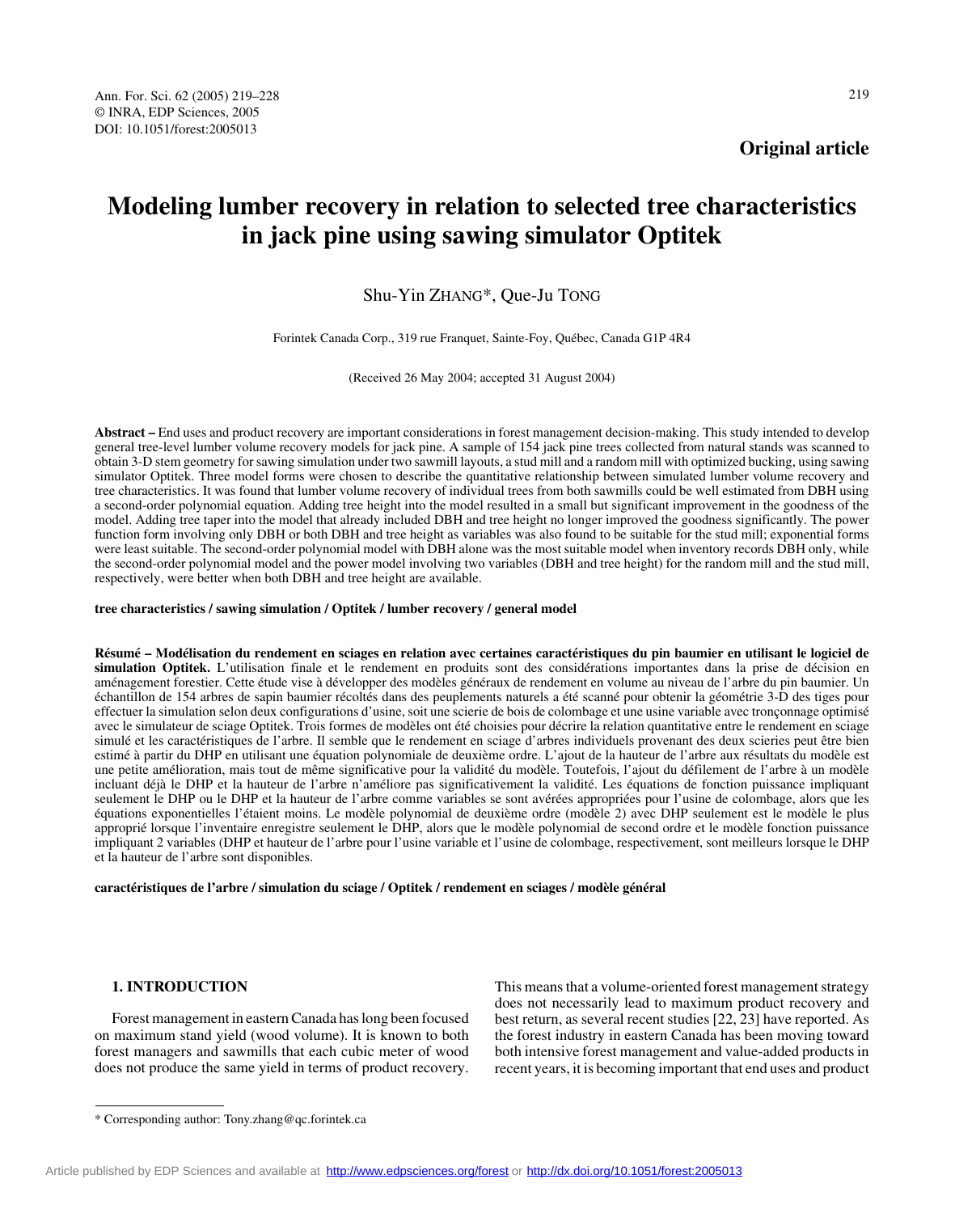Original article

# Modeling lumber recovery in relation to selected tree characteristics in jack pine using sawing simulator Optitek

Shu-Yin ZHANG*, Que-Ju TONG

Forintek Canada Corp., 319 rue Franquet, Sainte-Foy, Québec, Canada G1P 4R4

(Received 26 May 2004; accepted 31 August 2004)

**Abstract –** End uses and product recovery are important considerations in forest management decision-making. This study intended to develop general tree-level lumber volume recovery models for jack pine. A sample of 154 jack pine trees collected from natural stands was scanned to obtain 3-D stem geometry for sawing simulation under two sawmill layouts, a stud mill and a random mill with optimized bucking, using sawing simulator Optitek. Three model forms were chosen to describe the quantitative relationship between simulated lumber volume recovery and tree characteristics. It was found that lumber volume recovery of individual trees from both sawmills could be well estimated from DBH using a second-order polynomial equation. Adding tree height into the model resulted in a small but significant improvement in the goodness of the model. Adding tree taper into the model that already included DBH and tree height no longer improved the goodness significantly. The power function form involving only DBH or both DBH and tree height as variables was also found to be suitable for the stud mill; exponential forms were least suitable. The second-order polynomial model with DBH alone was the most suitable model when inventory records DBH only, while the second-order polynomial model and the power model involving two variables (DBH and tree height) for the random mill and the stud mill, respectively, were better when both DBH and tree height are available.

**tree characteristics / sawing simulation / Optitek / lumber recovery / general model**

**Résumé – Modélisation du rendement en sciages en relation avec certaines caractéristiques du pin baumier en utilisant le logiciel de simulation Optitek.** L'utilisation finale et le rendement en produits sont des considérations importantes dans la prise de décision en aménagement forestier. Cette étude vise à développer des modèles généraux de rendement en volume au niveau de l'arbre du pin baumier. Un échantillon de 154 arbres de sapin baumier récoltés dans des peuplements naturels a été scanné pour obtenir la géométrie 3-D des tiges pour effectuer la simulation selon deux configurations d'usine, soit une scierie de bois de colombage et une usine variable avec tronçonnage optimisé avec le simulateur de sciage Optitek. Trois formes de modèles ont été choisies pour décrire la relation quantitative entre le rendement en sciage simulé et les caractéristiques de l'arbre. Il semble que le rendement en sciage d'arbres individuels provenant des deux scieries peut être bien estimé à partir du DHP en utilisant une équation polynomiale de deuxième ordre. L'ajout de la hauteur de l'arbre aux résultats du modèle est une petite amélioration, mais tout de même significative pour la validité du modèle. Toutefois, l'ajout du défilement de l'arbre à un modèle incluant déjà le DHP et la hauteur de l'arbre n'améliore pas significativement la validité. Les équations de fonction puissance impliquant seulement le DHP ou le DHP et la hauteur de l'arbre comme variables se sont avérées appropriées pour l'usine de colombage, alors que les équations exponentielles l'étaient moins. Le modèle polynomial de deuxième ordre (modèle 2) avec DHP seulement est le modèle le plus approprié lorsque l'inventaire enregistre seulement le DHP, alors que le modèle polynomial de second ordre et le modèle fonction puissance impliquant 2 variables (DHP et hauteur de l'arbre pour l'usine variable et l'usine de colombage, respectivement, sont meilleurs lorsque le DHP et la hauteur de l'arbre sont disponibles.

**caractéristiques de l'arbre / simulation du sciage / Optitek / rendement en sciages / modèle général**

## 1. INTRODUCTION

Forest management in eastern Canada has long been focused on maximum stand yield (wood volume). It is known to both forest managers and sawmills that each cubic meter of wood does not produce the same yield in terms of product recovery. This means that a volume-oriented forest management strategy does not necessarily lead to maximum product recovery and best return, as several recent studies [22, 23] have reported. As the forest industry in eastern Canada has been moving toward both intensive forest management and value-added products in recent years, it is becoming important that end uses and product

* Corresponding author: Tony.zhang@qc.forintek.ca

Article published by EDP Sciences and available at http://www.edpsciences.org/forest or http://dx.doi.org/10.1051/forest:2005013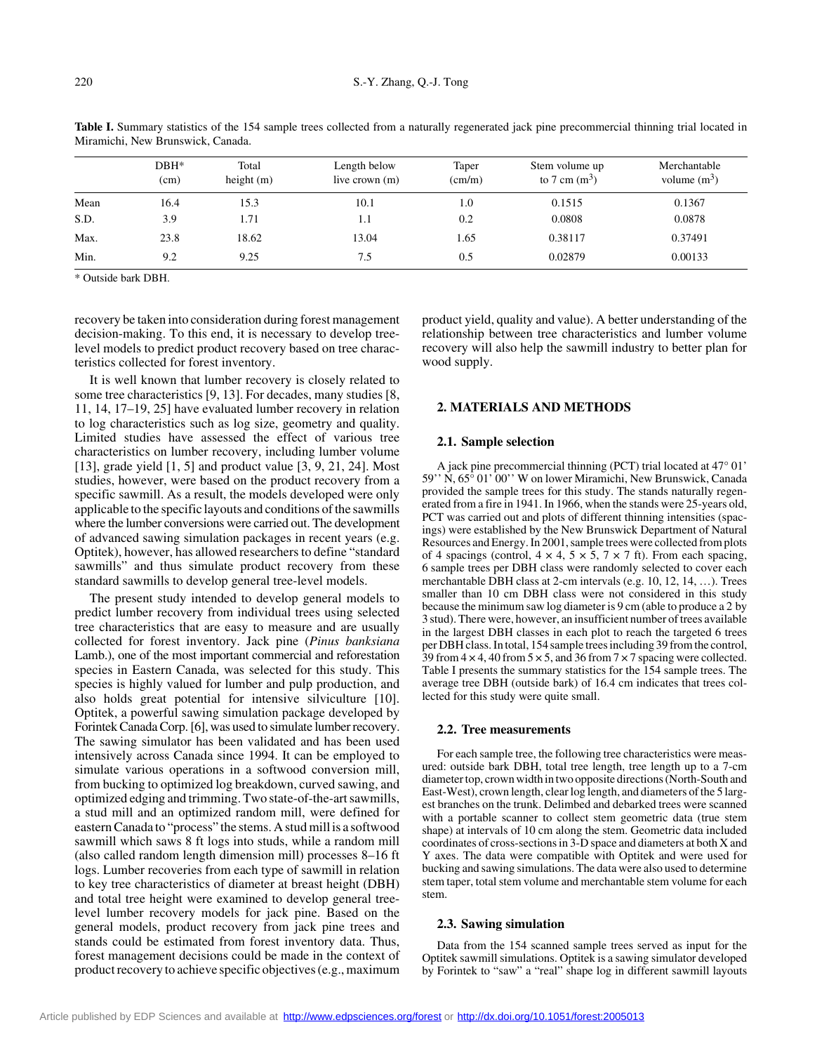**Table I.** Summary statistics of the 154 sample trees collected from a naturally regenerated jack pine precommercial thinning trial located in Miramichi, New Brunswick, Canada.

| | DBH* (cm) | Total height (m) | Length below live crown (m) | Taper (cm/m) | Stem volume up to 7 cm ($m^3$) | Merchantable volume ($m^3$) |
|---|---|---|---|---|---|---|
| Mean | 16.4 | 15.3 | 10.1 | 1.0 | 0.1515 | 0.1367 |
| S.D. | 3.9 | 1.71 | 1.1 | 0.2 | 0.0808 | 0.0878 |
| Max. | 23.8 | 18.62 | 13.04 | 1.65 | 0.38117 | 0.37491 |
| Min. | 9.2 | 9.25 | 7.5 | 0.5 | 0.02879 | 0.00133 |

\* Outside bark DBH.

recovery be taken into consideration during forest management decision-making. To this end, it is necessary to develop tree-level models to predict product recovery based on tree characteristics collected for forest inventory.

It is well known that lumber recovery is closely related to some tree characteristics [9, 13]. For decades, many studies [8, 11, 14, 17–19, 25] have evaluated lumber recovery in relation to log characteristics such as log size, geometry and quality. Limited studies have assessed the effect of various tree characteristics on lumber recovery, including lumber volume [13], grade yield [1, 5] and product value [3, 9, 21, 24]. Most studies, however, were based on the product recovery from a specific sawmill. As a result, the models developed were only applicable to the specific layouts and conditions of the sawmills where the lumber conversions were carried out. The development of advanced sawing simulation packages in recent years (e.g. Optitek), however, has allowed researchers to define "standard sawmills" and thus simulate product recovery from these standard sawmills to develop general tree-level models.

The present study intended to develop general models to predict lumber recovery from individual trees using selected tree characteristics that are easy to measure and are usually collected for forest inventory. Jack pine (*Pinus banksiana* Lamb.), one of the most important commercial and reforestation species in Eastern Canada, was selected for this study. This species is highly valued for lumber and pulp production, and also holds great potential for intensive silviculture [10]. Optitek, a powerful sawing simulation package developed by Forintek Canada Corp. [6], was used to simulate lumber recovery. The sawing simulator has been validated and has been used intensively across Canada since 1994. It can be employed to simulate various operations in a softwood conversion mill, from bucking to optimized log breakdown, curved sawing, and optimized edging and trimming. Two state-of-the-art sawmills, a stud mill and an optimized random mill, were defined for eastern Canada to "process" the stems. A stud mill is a softwood sawmill which saws 8 ft logs into studs, while a random mill (also called random length dimension mill) processes 8–16 ft logs. Lumber recoveries from each type of sawmill in relation to key tree characteristics of diameter at breast height (DBH) and total tree height were examined to develop general tree-level lumber recovery models for jack pine. Based on the general models, product recovery from jack pine trees and stands could be estimated from forest inventory data. Thus, forest management decisions could be made in the context of product recovery to achieve specific objectives (e.g., maximum product yield, quality and value). A better understanding of the relationship between tree characteristics and lumber volume recovery will also help the sawmill industry to better plan for wood supply.

## 2. MATERIALS AND METHODS

### 2.1. Sample selection

A jack pine precommercial thinning (PCT) trial located at 47° 01' 59'' N, 65° 01' 00'' W on lower Miramichi, New Brunswick, Canada provided the sample trees for this study. The stands naturally regenerated from a fire in 1941. In 1966, when the stands were 25-years old, PCT was carried out and plots of different thinning intensities (spacings) were established by the New Brunswick Department of Natural Resources and Energy. In 2001, sample trees were collected from plots of 4 spacings (control, 4 × 4, 5 × 5, 7 × 7 ft). From each spacing, 6 sample trees per DBH class were randomly selected to cover each merchantable DBH class at 2-cm intervals (e.g. 10, 12, 14, …). Trees smaller than 10 cm DBH class were not considered in this study because the minimum saw log diameter is 9 cm (able to produce a 2 by 3 stud). There were, however, an insufficient number of trees available in the largest DBH classes in each plot to reach the targeted 6 trees per DBH class. In total, 154 sample trees including 39 from the control, 39 from 4 × 4, 40 from 5 × 5, and 36 from 7 × 7 spacing were collected. Table I presents the summary statistics for the 154 sample trees. The average tree DBH (outside bark) of 16.4 cm indicates that trees collected for this study were quite small.

### 2.2. Tree measurements

For each sample tree, the following tree characteristics were measured: outside bark DBH, total tree length, tree length up to a 7-cm diameter top, crown width in two opposite directions (North-South and East-West), crown length, clear log length, and diameters of the 5 largest branches on the trunk. Delimbed and debarked trees were scanned with a portable scanner to collect stem geometric data (true stem shape) at intervals of 10 cm along the stem. Geometric data included coordinates of cross-sections in 3-D space and diameters at both X and Y axes. The data were compatible with Optitek and were used for bucking and sawing simulations. The data were also used to determine stem taper, total stem volume and merchantable stem volume for each stem.

### 2.3. Sawing simulation

Data from the 154 scanned sample trees served as input for the Optitek sawmill simulations. Optitek is a sawing simulator developed by Forintek to "saw" a "real" shape log in different sawmill layouts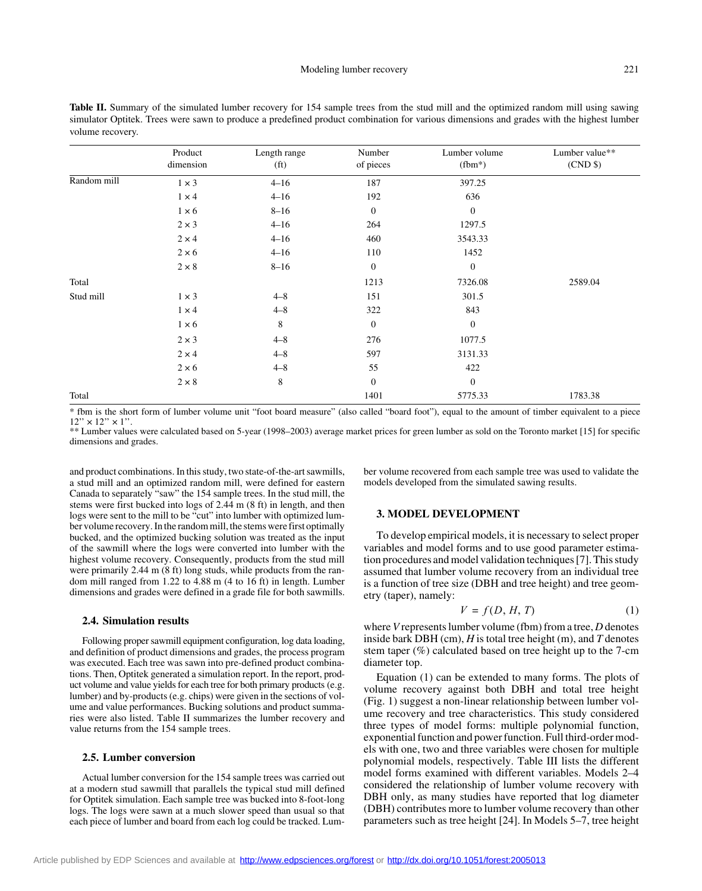**Table II.** Summary of the simulated lumber recovery for 154 sample trees from the stud mill and the optimized random mill using sawing simulator Optitek. Trees were sawn to produce a predefined product combination for various dimensions and grades with the highest lumber volume recovery.

| | Product dimension | Length range (ft) | Number of pieces | Lumber volume (fbm*) | Lumber value** (CND $) |
|---|---|---|---|---|---|
| Random mill | 1 × 3 | 4–16 | 187 | 397.25 | |
| | 1 × 4 | 4–16 | 192 | 636 | |
| | 1 × 6 | 8–16 | 0 | 0 | |
| | 2 × 3 | 4–16 | 264 | 1297.5 | |
| | 2 × 4 | 4–16 | 460 | 3543.33 | |
| | 2 × 6 | 4–16 | 110 | 1452 | |
| | 2 × 8 | 8–16 | 0 | 0 | |
| Total | | | 1213 | 7326.08 | 2589.04 |
| Stud mill | 1 × 3 | 4–8 | 151 | 301.5 | |
| | 1 × 4 | 4–8 | 322 | 843 | |
| | 1 × 6 | 8 | 0 | 0 | |
| | 2 × 3 | 4–8 | 276 | 1077.5 | |
| | 2 × 4 | 4–8 | 597 | 3131.33 | |
| | 2 × 6 | 4–8 | 55 | 422 | |
| | 2 × 8 | 8 | 0 | 0 | |
| Total | | | 1401 | 5775.33 | 1783.38 |

* fbm is the short form of lumber volume unit "foot board measure" (also called "board foot"), equal to the amount of timber equivalent to a piece 12" × 12" × 1".
** Lumber values were calculated based on 5-year (1998–2003) average market prices for green lumber as sold on the Toronto market [15] for specific dimensions and grades.

and product combinations. In this study, two state-of-the-art sawmills, a stud mill and an optimized random mill, were defined for eastern Canada to separately "saw" the 154 sample trees. In the stud mill, the stems were first bucked into logs of 2.44 m (8 ft) in length, and then logs were sent to the mill to be "cut" into lumber with optimized lumber volume recovery. In the random mill, the stems were first optimally bucked, and the optimized bucking solution was treated as the input of the sawmill where the logs were converted into lumber with the highest volume recovery. Consequently, products from the stud mill were primarily 2.44 m (8 ft) long studs, while products from the random mill ranged from 1.22 to 4.88 m (4 to 16 ft) in length. Lumber dimensions and grades were defined in a grade file for both sawmills.

### 2.4. Simulation results

Following proper sawmill equipment configuration, log data loading, and definition of product dimensions and grades, the process program was executed. Each tree was sawn into pre-defined product combinations. Then, Optitek generated a simulation report. In the report, product volume and value yields for each tree for both primary products (e.g. lumber) and by-products (e.g. chips) were given in the sections of volume and value performances. Bucking solutions and product summaries were also listed. Table II summarizes the lumber recovery and value returns from the 154 sample trees.

### 2.5. Lumber conversion

Actual lumber conversion for the 154 sample trees was carried out at a modern stud sawmill that parallels the typical stud mill defined for Optitek simulation. Each sample tree was bucked into 8-foot-long logs. The logs were sawn at a much slower speed than usual so that each piece of lumber and board from each log could be tracked. Lumber volume recovered from each sample tree was used to validate the models developed from the simulated sawing results.

## 3. MODEL DEVELOPMENT

To develop empirical models, it is necessary to select proper variables and model forms and to use good parameter estimation procedures and model validation techniques [7]. This study assumed that lumber volume recovery from an individual tree is a function of tree size (DBH and tree height) and tree geometry (taper), namely:

$$V = f(D, H, T) \tag{1}$$

where $V$ represents lumber volume (fbm) from a tree, $D$ denotes inside bark DBH (cm), $H$ is total tree height (m), and $T$ denotes stem taper (%) calculated based on tree height up to the 7-cm diameter top.

Equation (1) can be extended to many forms. The plots of volume recovery against both DBH and total tree height (Fig. 1) suggest a non-linear relationship between lumber volume recovery and tree characteristics. This study considered three types of model forms: multiple polynomial function, exponential function and power function. Full third-order models with one, two and three variables were chosen for multiple polynomial models, respectively. Table III lists the different model forms examined with different variables. Models 2–4 considered the relationship of lumber volume recovery with DBH only, as many studies have reported that log diameter (DBH) contributes more to lumber volume recovery than other parameters such as tree height [24]. In Models 5–7, tree height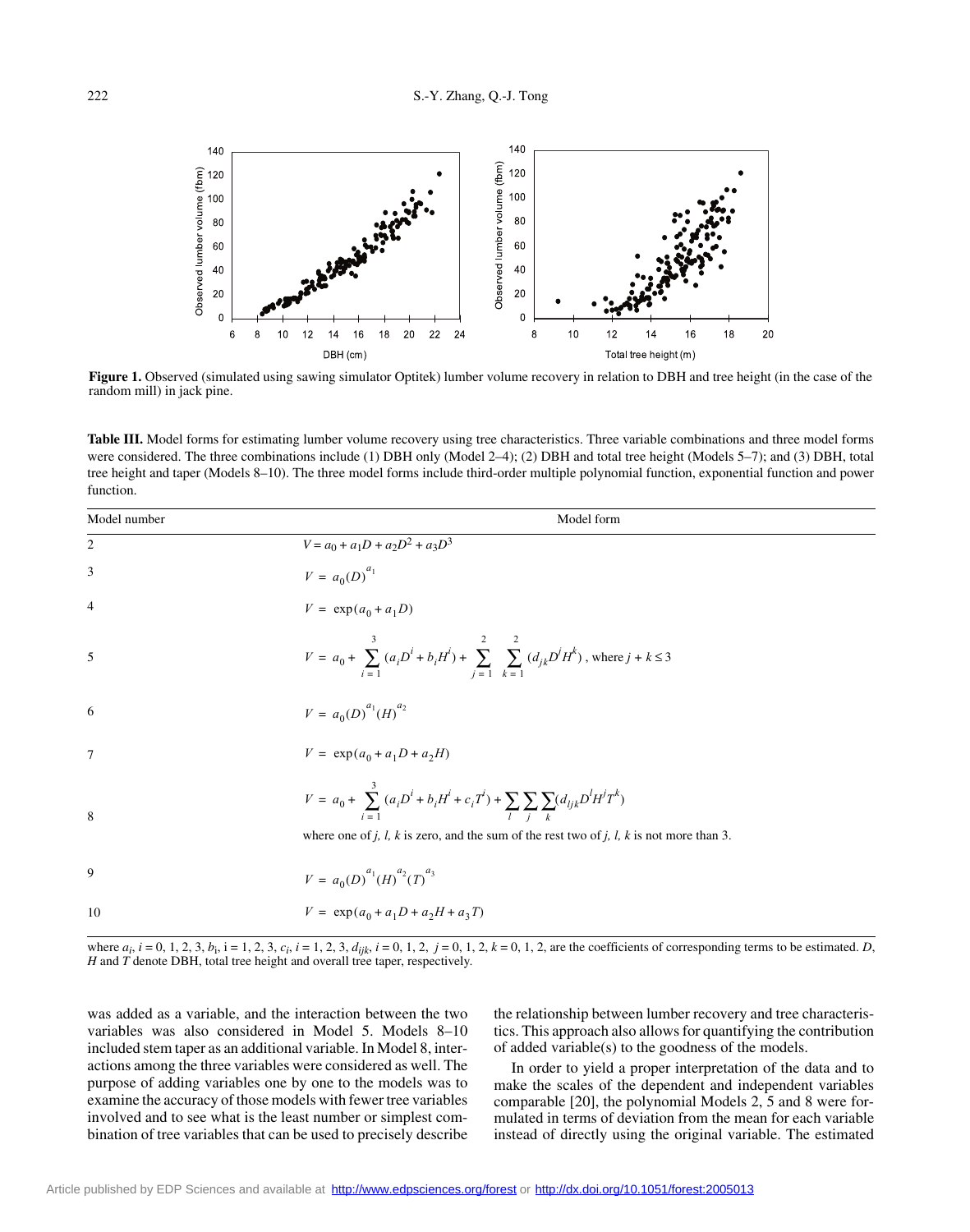**Figure 1.** Observed (simulated using sawing simulator Optitek) lumber volume recovery in relation to DBH and tree height (in the case of the random mill) in jack pine.

**Table III.** Model forms for estimating lumber volume recovery using tree characteristics. Three variable combinations and three model forms were considered. The three combinations include (1) DBH only (Model 2–4); (2) DBH and total tree height (Models 5–7); and (3) DBH, total tree height and taper (Models 8–10). The three model forms include third-order multiple polynomial function, exponential function and power function.

| Model number | Model form |
|---|---|
| 2 | $V = a_0 + a_1D + a_2D^2 + a_3D^3$ |
| 3 | $V = a_0(D)^{a_1}$ |
| 4 | $V = \exp(a_0 + a_1D)$ |
| 5 | $V = a_0 + \sum_{i=1}^{3}(a_iD^i + b_iH^i) + \sum_{j=1}^{2}\sum_{k=1}^{2}(d_{jk}D^jH^k)$, where $j + k \leq 3$ |
| 6 | $V = a_0(D)^{a_1}(H)^{a_2}$ |
| 7 | $V = \exp(a_0 + a_1D + a_2H)$ |
| 8 | $V = a_0 + \sum_{i=1}^{3}(a_iD^i + b_iH^i + c_iT^i) + \sum_{l}\sum_{j}\sum_{k}(d_{ljk}D^lH^jT^k)$ where one of $j$, $l$, $k$ is zero, and the sum of the rest two of $j$, $l$, $k$ is not more than 3. |
| 9 | $V = a_0(D)^{a_1}(H)^{a_2}(T)^{a_3}$ |
| 10 | $V = \exp(a_0 + a_1D + a_2H + a_3T)$ |

where $a_i$, $i = 0, 1, 2, 3$, $b_i$, $i = 1, 2, 3$, $c_i$, $i = 1, 2, 3$, $d_{ijk}$, $i = 0, 1, 2$, $j = 0, 1, 2$, $k = 0, 1, 2$, are the coefficients of corresponding terms to be estimated. $D$, $H$ and $T$ denote DBH, total tree height and overall tree taper, respectively.

was added as a variable, and the interaction between the two variables was also considered in Model 5. Models 8–10 included stem taper as an additional variable. In Model 8, interactions among the three variables were considered as well. The purpose of adding variables one by one to the models was to examine the accuracy of those models with fewer tree variables involved and to see what is the least number or simplest combination of tree variables that can be used to precisely describe the relationship between lumber recovery and tree characteristics. This approach also allows for quantifying the contribution of added variable(s) to the goodness of the models.

In order to yield a proper interpretation of the data and to make the scales of the dependent and independent variables comparable [20], the polynomial Models 2, 5 and 8 were formulated in terms of deviation from the mean for each variable instead of directly using the original variable. The estimated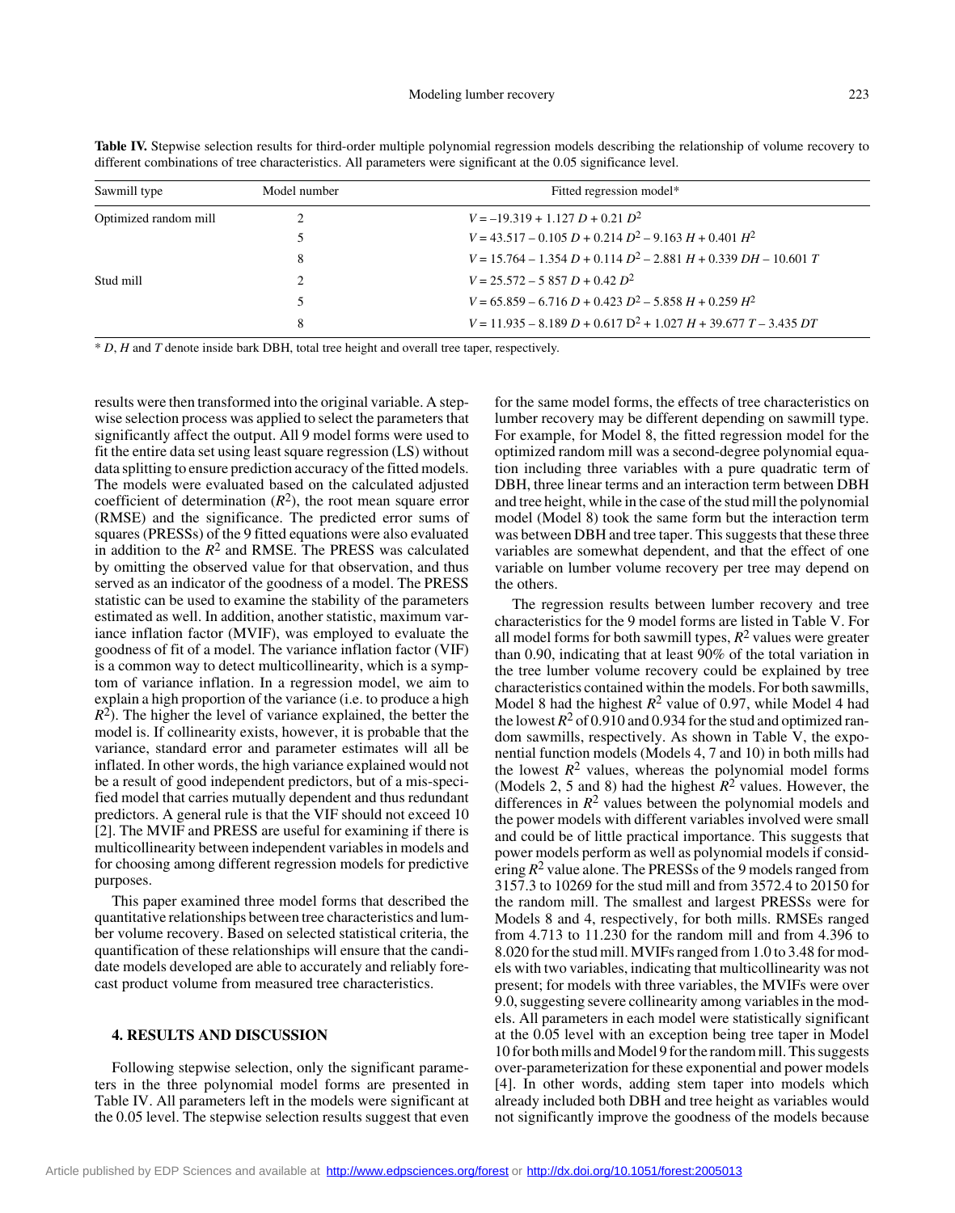**Table IV.** Stepwise selection results for third-order multiple polynomial regression models describing the relationship of volume recovery to different combinations of tree characteristics. All parameters were significant at the 0.05 significance level.

| Sawmill type | Model number | Fitted regression model* |
|---|---|---|
| Optimized random mill | 2 | $V = -19.319 + 1.127\,D + 0.21\,D^2$ |
| | 5 | $V = 43.517 - 0.105\,D + 0.214\,D^2 - 9.163\,H + 0.401\,H^2$ |
| | 8 | $V = 15.764 - 1.354\,D + 0.114\,D^2 - 2.881\,H + 0.339\,DH - 10.601\,T$ |
| Stud mill | 2 | $V = 25.572 - 5\,857\,D + 0.42\,D^2$ |
| | 5 | $V = 65.859 - 6.716\,D + 0.423\,D^2 - 5.858\,H + 0.259\,H^2$ |
| | 8 | $V = 11.935 - 8.189\,D + 0.617\,D^2 + 1.027\,H + 39.677\,T - 3.435\,DT$ |

\* $D$, $H$ and $T$ denote inside bark DBH, total tree height and overall tree taper, respectively.

results were then transformed into the original variable. A stepwise selection process was applied to select the parameters that significantly affect the output. All 9 model forms were used to fit the entire data set using least square regression (LS) without data splitting to ensure prediction accuracy of the fitted models. The models were evaluated based on the calculated adjusted coefficient of determination ($R^2$), the root mean square error (RMSE) and the significance. The predicted error sums of squares (PRESSs) of the 9 fitted equations were also evaluated in addition to the $R^2$ and RMSE. The PRESS was calculated by omitting the observed value for that observation, and thus served as an indicator of the goodness of a model. The PRESS statistic can be used to examine the stability of the parameters estimated as well. In addition, another statistic, maximum variance inflation factor (MVIF), was employed to evaluate the goodness of fit of a model. The variance inflation factor (VIF) is a common way to detect multicollinearity, which is a symptom of variance inflation. In a regression model, we aim to explain a high proportion of the variance (i.e. to produce a high $R^2$). The higher the level of variance explained, the better the model is. If collinearity exists, however, it is probable that the variance, standard error and parameter estimates will all be inflated. In other words, the high variance explained would not be a result of good independent predictors, but of a mis-specified model that carries mutually dependent and thus redundant predictors. A general rule is that the VIF should not exceed 10 [2]. The MVIF and PRESS are useful for examining if there is multicollinearity between independent variables in models and for choosing among different regression models for predictive purposes.

This paper examined three model forms that described the quantitative relationships between tree characteristics and lumber volume recovery. Based on selected statistical criteria, the quantification of these relationships will ensure that the candidate models developed are able to accurately and reliably forecast product volume from measured tree characteristics.

## 4. RESULTS AND DISCUSSION

Following stepwise selection, only the significant parameters in the three polynomial model forms are presented in Table IV. All parameters left in the models were significant at the 0.05 level. The stepwise selection results suggest that even for the same model forms, the effects of tree characteristics on lumber recovery may be different depending on sawmill type. For example, for Model 8, the fitted regression model for the optimized random mill was a second-degree polynomial equation including three variables with a pure quadratic term of DBH, three linear terms and an interaction term between DBH and tree height, while in the case of the stud mill the polynomial model (Model 8) took the same form but the interaction term was between DBH and tree taper. This suggests that these three variables are somewhat dependent, and that the effect of one variable on lumber volume recovery per tree may depend on the others.

The regression results between lumber recovery and tree characteristics for the 9 model forms are listed in Table V. For all model forms for both sawmill types, $R^2$ values were greater than 0.90, indicating that at least 90% of the total variation in the tree lumber volume recovery could be explained by tree characteristics contained within the models. For both sawmills, Model 8 had the highest $R^2$ value of 0.97, while Model 4 had the lowest $R^2$ of 0.910 and 0.934 for the stud and optimized random sawmills, respectively. As shown in Table V, the exponential function models (Models 4, 7 and 10) in both mills had the lowest $R^2$ values, whereas the polynomial model forms (Models 2, 5 and 8) had the highest $R^2$ values. However, the differences in $R^2$ values between the polynomial models and the power models with different variables involved were small and could be of little practical importance. This suggests that power models perform as well as polynomial models if considering $R^2$ value alone. The PRESSs of the 9 models ranged from 3157.3 to 10269 for the stud mill and from 3572.4 to 20150 for the random mill. The smallest and largest PRESSs were for Models 8 and 4, respectively, for both mills. RMSEs ranged from 4.713 to 11.230 for the random mill and from 4.396 to 8.020 for the stud mill. MVIFs ranged from 1.0 to 3.48 for models with two variables, indicating that multicollinearity was not present; for models with three variables, the MVIFs were over 9.0, suggesting severe collinearity among variables in the models. All parameters in each model were statistically significant at the 0.05 level with an exception being tree taper in Model 10 for both mills and Model 9 for the random mill. This suggests over-parameterization for these exponential and power models [4]. In other words, adding stem taper into models which already included both DBH and tree height as variables would not significantly improve the goodness of the models because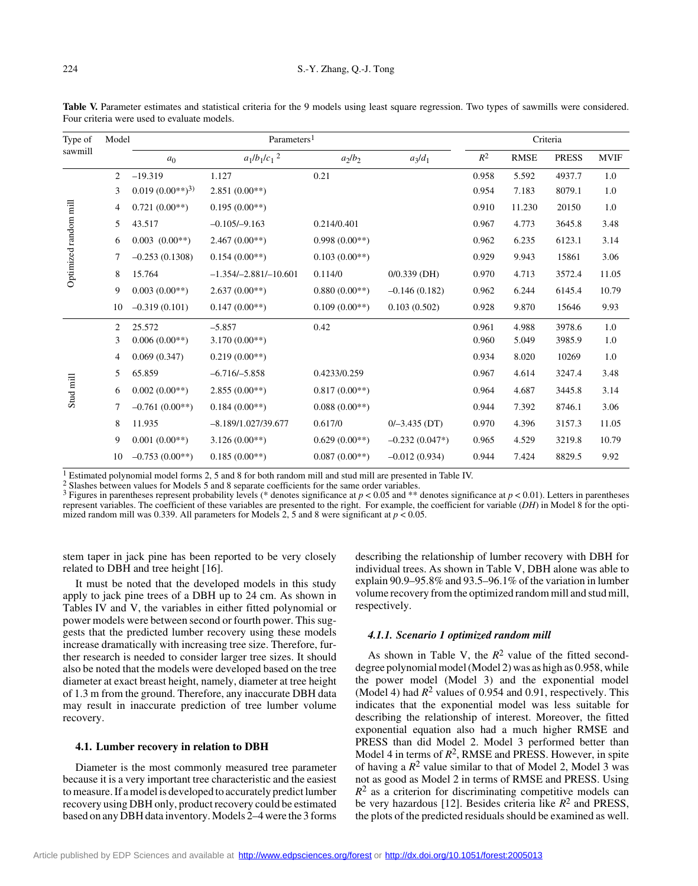**Table V.** Parameter estimates and statistical criteria for the 9 models using least square regression. Two types of sawmills were considered. Four criteria were used to evaluate models.

| Type of sawmill | Model | Parameters[1] | | | | Criteria | | | |
|---|---|---|---|---|---|---|---|---|---|
| | | $a_0$ | $a_1/b_1/c_1$ [2] | $a_2/b_2$ | $a_3/d_1$ | $R^2$ | RMSE | PRESS | MVIF |
| Optimized random mill | 2 | –19.319 | 1.127 | 0.21 | | 0.958 | 5.592 | 4937.7 | 1.0 |
| | 3 | 0.019 (0.00**)[3] | 2.851 (0.00**) | | | 0.954 | 7.183 | 8079.1 | 1.0 |
| | 4 | 0.721 (0.00**) | 0.195 (0.00**) | | | 0.910 | 11.230 | 20150 | 1.0 |
| | 5 | 43.517 | –0.105/–9.163 | 0.214/0.401 | | 0.967 | 4.773 | 3645.8 | 3.48 |
| | 6 | 0.003 (0.00**) | 2.467 (0.00**) | 0.998 (0.00**) | | 0.962 | 6.235 | 6123.1 | 3.14 |
| | 7 | –0.253 (0.1308) | 0.154 (0.00**) | 0.103 (0.00**) | | 0.929 | 9.943 | 15861 | 3.06 |
| | 8 | 15.764 | –1.354/–2.881/–10.601 | 0.114/0 | 0/0.339 (DH) | 0.970 | 4.713 | 3572.4 | 11.05 |
| | 9 | 0.003 (0.00**) | 2.637 (0.00**) | 0.880 (0.00**) | –0.146 (0.182) | 0.962 | 6.244 | 6145.4 | 10.79 |
| | 10 | –0.319 (0.101) | 0.147 (0.00**) | 0.109 (0.00**) | 0.103 (0.502) | 0.928 | 9.870 | 15646 | 9.93 |
| Stud mill | 2 | 25.572 | –5.857 | 0.42 | | 0.961 | 4.988 | 3978.6 | 1.0 |
| | 3 | 0.006 (0.00**) | 3.170 (0.00**) | | | 0.960 | 5.049 | 3985.9 | 1.0 |
| | 4 | 0.069 (0.347) | 0.219 (0.00**) | | | 0.934 | 8.020 | 10269 | 1.0 |
| | 5 | 65.859 | –6.716/–5.858 | 0.4233/0.259 | | 0.967 | 4.614 | 3247.4 | 3.48 |
| | 6 | 0.002 (0.00**) | 2.855 (0.00**) | 0.817 (0.00**) | | 0.964 | 4.687 | 3445.8 | 3.14 |
| | 7 | –0.761 (0.00**) | 0.184 (0.00**) | 0.088 (0.00**) | | 0.944 | 7.392 | 8746.1 | 3.06 |
| | 8 | 11.935 | –8.189/1.027/39.677 | 0.617/0 | 0/–3.435 (DT) | 0.970 | 4.396 | 3157.3 | 11.05 |
| | 9 | 0.001 (0.00**) | 3.126 (0.00**) | 0.629 (0.00**) | –0.232 (0.047*) | 0.965 | 4.529 | 3219.8 | 10.79 |
| | 10 | –0.753 (0.00**) | 0.185 (0.00**) | 0.087 (0.00**) | –0.012 (0.934) | 0.944 | 7.424 | 8829.5 | 9.92 |

[1] Estimated polynomial model forms 2, 5 and 8 for both random mill and stud mill are presented in Table IV.
[2] Slashes between values for Models 5 and 8 separate coefficients for the same order variables.
[3] Figures in parentheses represent probability levels (* denotes significance at $p < 0.05$ and ** denotes significance at $p < 0.01$). Letters in parentheses represent variables. The coefficient of these variables are presented to the right. For example, the coefficient for variable (*DH*) in Model 8 for the optimized random mill was 0.339. All parameters for Models 2, 5 and 8 were significant at $p < 0.05$.

stem taper in jack pine has been reported to be very closely related to DBH and tree height [16].

It must be noted that the developed models in this study apply to jack pine trees of a DBH up to 24 cm. As shown in Tables IV and V, the variables in either fitted polynomial or power models were between second or fourth power. This suggests that the predicted lumber recovery using these models increase dramatically with increasing tree size. Therefore, further research is needed to consider larger tree sizes. It should also be noted that the models were developed based on the tree diameter at exact breast height, namely, diameter at tree height of 1.3 m from the ground. Therefore, any inaccurate DBH data may result in inaccurate prediction of tree lumber volume recovery.

### 4.1. Lumber recovery in relation to DBH

Diameter is the most commonly measured tree parameter because it is a very important tree characteristic and the easiest to measure. If a model is developed to accurately predict lumber recovery using DBH only, product recovery could be estimated based on any DBH data inventory. Models 2–4 were the 3 forms describing the relationship of lumber recovery with DBH for individual trees. As shown in Table V, DBH alone was able to explain 90.9–95.8% and 93.5–96.1% of the variation in lumber volume recovery from the optimized random mill and stud mill, respectively.

#### *4.1.1. Scenario 1 optimized random mill*

As shown in Table V, the $R^2$ value of the fitted second-degree polynomial model (Model 2) was as high as 0.958, while the power model (Model 3) and the exponential model (Model 4) had $R^2$ values of 0.954 and 0.91, respectively. This indicates that the exponential model was less suitable for describing the relationship of interest. Moreover, the fitted exponential equation also had a much higher RMSE and PRESS than did Model 2. Model 3 performed better than Model 4 in terms of $R^2$, RMSE and PRESS. However, in spite of having a $R^2$ value similar to that of Model 2, Model 3 was not as good as Model 2 in terms of RMSE and PRESS. Using $R^2$ as a criterion for discriminating competitive models can be very hazardous [12]. Besides criteria like $R^2$ and PRESS, the plots of the predicted residuals should be examined as well.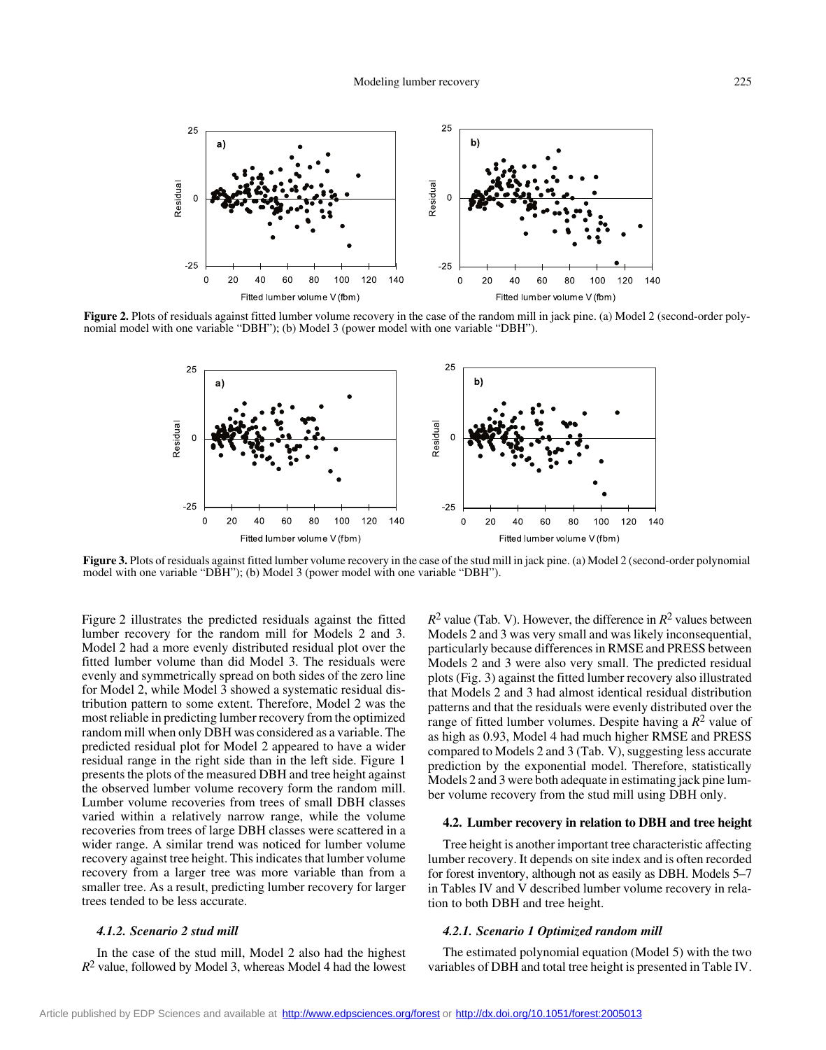**Figure 2.** Plots of residuals against fitted lumber volume recovery in the case of the random mill in jack pine. (a) Model 2 (second-order polynomial model with one variable "DBH"); (b) Model 3 (power model with one variable "DBH").

**Figure 3.** Plots of residuals against fitted lumber volume recovery in the case of the stud mill in jack pine. (a) Model 2 (second-order polynomial model with one variable "DBH"); (b) Model 3 (power model with one variable "DBH").

Figure 2 illustrates the predicted residuals against the fitted lumber recovery for the random mill for Models 2 and 3. Model 2 had a more evenly distributed residual plot over the fitted lumber volume than did Model 3. The residuals were evenly and symmetrically spread on both sides of the zero line for Model 2, while Model 3 showed a systematic residual distribution pattern to some extent. Therefore, Model 2 was the most reliable in predicting lumber recovery from the optimized random mill when only DBH was considered as a variable. The predicted residual plot for Model 2 appeared to have a wider residual range in the right side than in the left side. Figure 1 presents the plots of the measured DBH and tree height against the observed lumber volume recovery form the random mill. Lumber volume recoveries from trees of small DBH classes varied within a relatively narrow range, while the volume recoveries from trees of large DBH classes were scattered in a wider range. A similar trend was noticed for lumber volume recovery against tree height. This indicates that lumber volume recovery from a larger tree was more variable than from a smaller tree. As a result, predicting lumber recovery for larger trees tended to be less accurate.

#### *4.1.2. Scenario 2 stud mill*

In the case of the stud mill, Model 2 also had the highest $R^2$ value, followed by Model 3, whereas Model 4 had the lowest $R^2$ value (Tab. V). However, the difference in $R^2$ values between Models 2 and 3 was very small and was likely inconsequential, particularly because differences in RMSE and PRESS between Models 2 and 3 were also very small. The predicted residual plots (Fig. 3) against the fitted lumber recovery also illustrated that Models 2 and 3 had almost identical residual distribution patterns and that the residuals were evenly distributed over the range of fitted lumber volumes. Despite having a $R^2$ value of as high as 0.93, Model 4 had much higher RMSE and PRESS compared to Models 2 and 3 (Tab. V), suggesting less accurate prediction by the exponential model. Therefore, statistically Models 2 and 3 were both adequate in estimating jack pine lumber volume recovery from the stud mill using DBH only.

### 4.2. Lumber recovery in relation to DBH and tree height

Tree height is another important tree characteristic affecting lumber recovery. It depends on site index and is often recorded for forest inventory, although not as easily as DBH. Models 5–7 in Tables IV and V described lumber volume recovery in relation to both DBH and tree height.

#### *4.2.1. Scenario 1 Optimized random mill*

The estimated polynomial equation (Model 5) with the two variables of DBH and total tree height is presented in Table IV.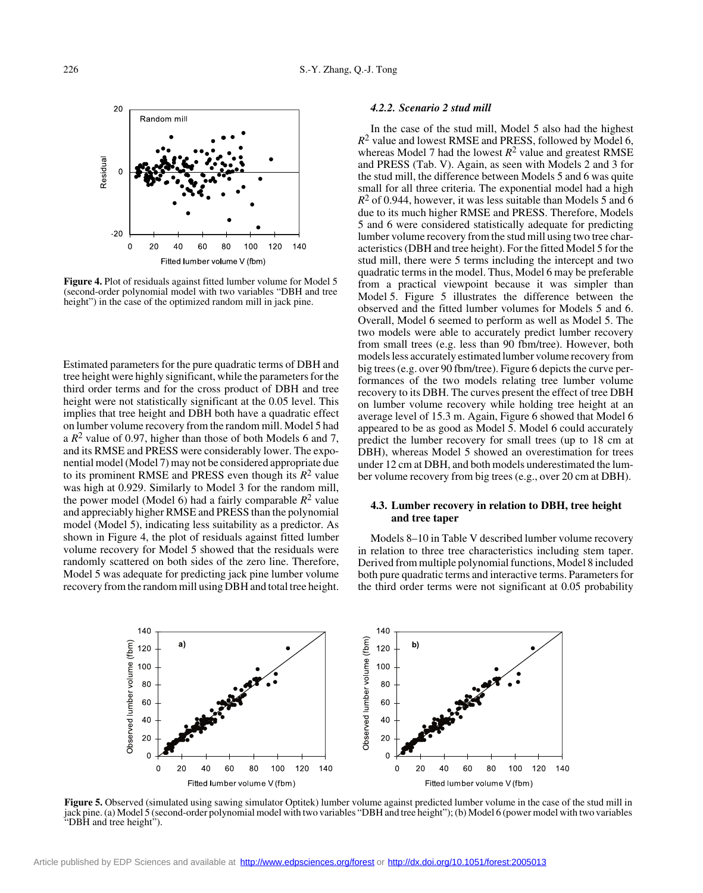Figure 4. Plot of residuals against fitted lumber volume for Model 5 (second-order polynomial model with two variables "DBH and tree height") in the case of the optimized random mill in jack pine.

Estimated parameters for the pure quadratic terms of DBH and tree height were highly significant, while the parameters for the third order terms and for the cross product of DBH and tree height were not statistically significant at the 0.05 level. This implies that tree height and DBH both have a quadratic effect on lumber volume recovery from the random mill. Model 5 had a $R^2$ value of 0.97, higher than those of both Models 6 and 7, and its RMSE and PRESS were considerably lower. The exponential model (Model 7) may not be considered appropriate due to its prominent RMSE and PRESS even though its $R^2$ value was high at 0.929. Similarly to Model 3 for the random mill, the power model (Model 6) had a fairly comparable $R^2$ value and appreciably higher RMSE and PRESS than the polynomial model (Model 5), indicating less suitability as a predictor. As shown in Figure 4, the plot of residuals against fitted lumber volume recovery for Model 5 showed that the residuals were randomly scattered on both sides of the zero line. Therefore, Model 5 was adequate for predicting jack pine lumber volume recovery from the random mill using DBH and total tree height.

#### *4.2.2. Scenario 2 stud mill*

In the case of the stud mill, Model 5 also had the highest $R^2$ value and lowest RMSE and PRESS, followed by Model 6, whereas Model 7 had the lowest $R^2$ value and greatest RMSE and PRESS (Tab. V). Again, as seen with Models 2 and 3 for the stud mill, the difference between Models 5 and 6 was quite small for all three criteria. The exponential model had a high $R^2$ of 0.944, however, it was less suitable than Models 5 and 6 due to its much higher RMSE and PRESS. Therefore, Models 5 and 6 were considered statistically adequate for predicting lumber volume recovery from the stud mill using two tree characteristics (DBH and tree height). For the fitted Model 5 for the stud mill, there were 5 terms including the intercept and two quadratic terms in the model. Thus, Model 6 may be preferable from a practical viewpoint because it was simpler than Model 5. Figure 5 illustrates the difference between the observed and the fitted lumber volumes for Models 5 and 6. Overall, Model 6 seemed to perform as well as Model 5. The two models were able to accurately predict lumber recovery from small trees (e.g. less than 90 fbm/tree). However, both models less accurately estimated lumber volume recovery from big trees (e.g. over 90 fbm/tree). Figure 6 depicts the curve performances of the two models relating tree lumber volume recovery to its DBH. The curves present the effect of tree DBH on lumber volume recovery while holding tree height at an average level of 15.3 m. Again, Figure 6 showed that Model 6 appeared to be as good as Model 5. Model 6 could accurately predict the lumber recovery for small trees (up to 18 cm at DBH), whereas Model 5 showed an overestimation for trees under 12 cm at DBH, and both models underestimated the lumber volume recovery from big trees (e.g., over 20 cm at DBH).

### 4.3. Lumber recovery in relation to DBH, tree height and tree taper

Models 8–10 in Table V described lumber volume recovery in relation to three tree characteristics including stem taper. Derived from multiple polynomial functions, Model 8 included both pure quadratic terms and interactive terms. Parameters for the third order terms were not significant at 0.05 probability

Figure 5. Observed (simulated using sawing simulator Optitek) lumber volume against predicted lumber volume in the case of the stud mill in jack pine. (a) Model 5 (second-order polynomial model with two variables "DBH and tree height"); (b) Model 6 (power model with two variables "DBH and tree height").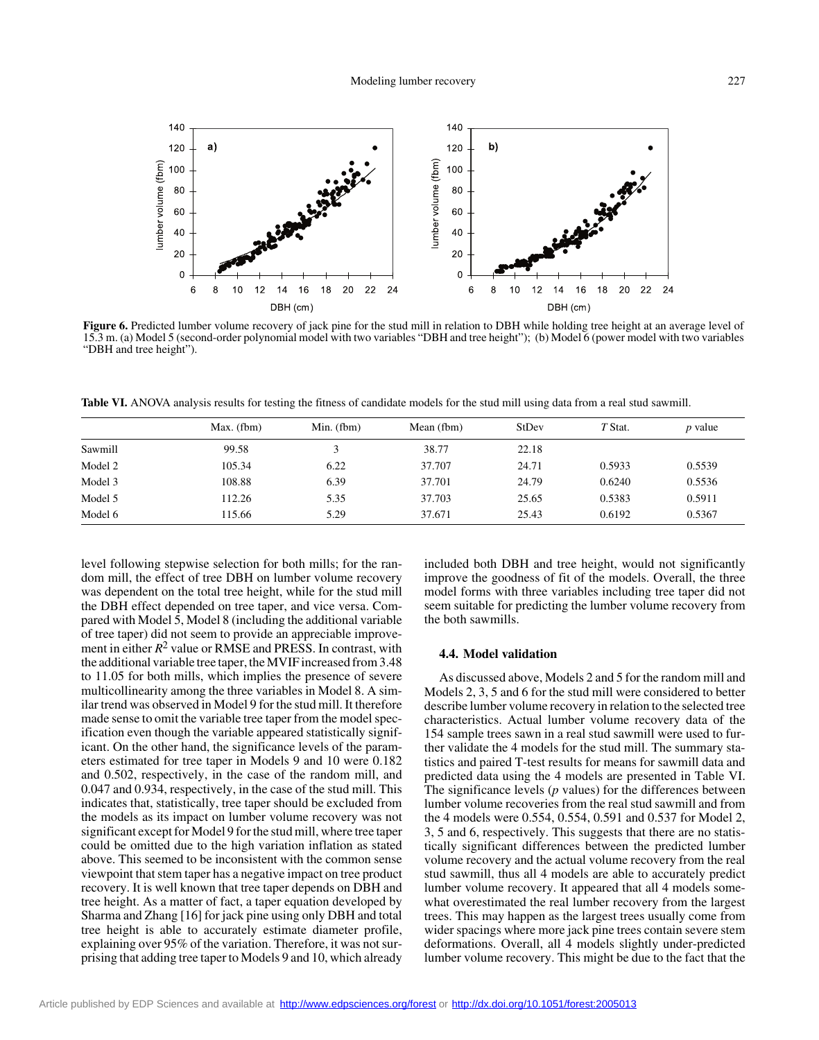**Figure 6.** Predicted lumber volume recovery of jack pine for the stud mill in relation to DBH while holding tree height at an average level of 15.3 m. (a) Model 5 (second-order polynomial model with two variables "DBH and tree height"); (b) Model 6 (power model with two variables "DBH and tree height").

**Table VI.** ANOVA analysis results for testing the fitness of candidate models for the stud mill using data from a real stud sawmill.

| | Max. (fbm) | Min. (fbm) | Mean (fbm) | StDev | *T* Stat. | *p* value |
|---|---|---|---|---|---|---|
| Sawmill | 99.58 | 3 | 38.77 | 22.18 | | |
| Model 2 | 105.34 | 6.22 | 37.707 | 24.71 | 0.5933 | 0.5539 |
| Model 3 | 108.88 | 6.39 | 37.701 | 24.79 | 0.6240 | 0.5536 |
| Model 5 | 112.26 | 5.35 | 37.703 | 25.65 | 0.5383 | 0.5911 |
| Model 6 | 115.66 | 5.29 | 37.671 | 25.43 | 0.6192 | 0.5367 |

level following stepwise selection for both mills; for the random mill, the effect of tree DBH on lumber volume recovery was dependent on the total tree height, while for the stud mill the DBH effect depended on tree taper, and vice versa. Compared with Model 5, Model 8 (including the additional variable of tree taper) did not seem to provide an appreciable improvement in either $R^2$ value or RMSE and PRESS. In contrast, with the additional variable tree taper, the MVIF increased from 3.48 to 11.05 for both mills, which implies the presence of severe multicollinearity among the three variables in Model 8. A similar trend was observed in Model 9 for the stud mill. It therefore made sense to omit the variable tree taper from the model specification even though the variable appeared statistically significant. On the other hand, the significance levels of the parameters estimated for tree taper in Models 9 and 10 were 0.182 and 0.502, respectively, in the case of the random mill, and 0.047 and 0.934, respectively, in the case of the stud mill. This indicates that, statistically, tree taper should be excluded from the models as its impact on lumber volume recovery was not significant except for Model 9 for the stud mill, where tree taper could be omitted due to the high variation inflation as stated above. This seemed to be inconsistent with the common sense viewpoint that stem taper has a negative impact on tree product recovery. It is well known that tree taper depends on DBH and tree height. As a matter of fact, a taper equation developed by Sharma and Zhang [16] for jack pine using only DBH and total tree height is able to accurately estimate diameter profile, explaining over 95% of the variation. Therefore, it was not surprising that adding tree taper to Models 9 and 10, which already included both DBH and tree height, would not significantly improve the goodness of fit of the models. Overall, the three model forms with three variables including tree taper did not seem suitable for predicting the lumber volume recovery from the both sawmills.

### 4.4. Model validation

As discussed above, Models 2 and 5 for the random mill and Models 2, 3, 5 and 6 for the stud mill were considered to better describe lumber volume recovery in relation to the selected tree characteristics. Actual lumber volume recovery data of the 154 sample trees sawn in a real stud sawmill were used to further validate the 4 models for the stud mill. The summary statistics and paired T-test results for means for sawmill data and predicted data using the 4 models are presented in Table VI. The significance levels ($p$ values) for the differences between lumber volume recoveries from the real stud sawmill and from the 4 models were 0.554, 0.554, 0.591 and 0.537 for Model 2, 3, 5 and 6, respectively. This suggests that there are no statistically significant differences between the predicted lumber volume recovery and the actual volume recovery from the real stud sawmill, thus all 4 models are able to accurately predict lumber volume recovery. It appeared that all 4 models somewhat overestimated the real lumber recovery from the largest trees. This may happen as the largest trees usually come from wider spacings where more jack pine trees contain severe stem deformations. Overall, all 4 models slightly under-predicted lumber volume recovery. This might be due to the fact that the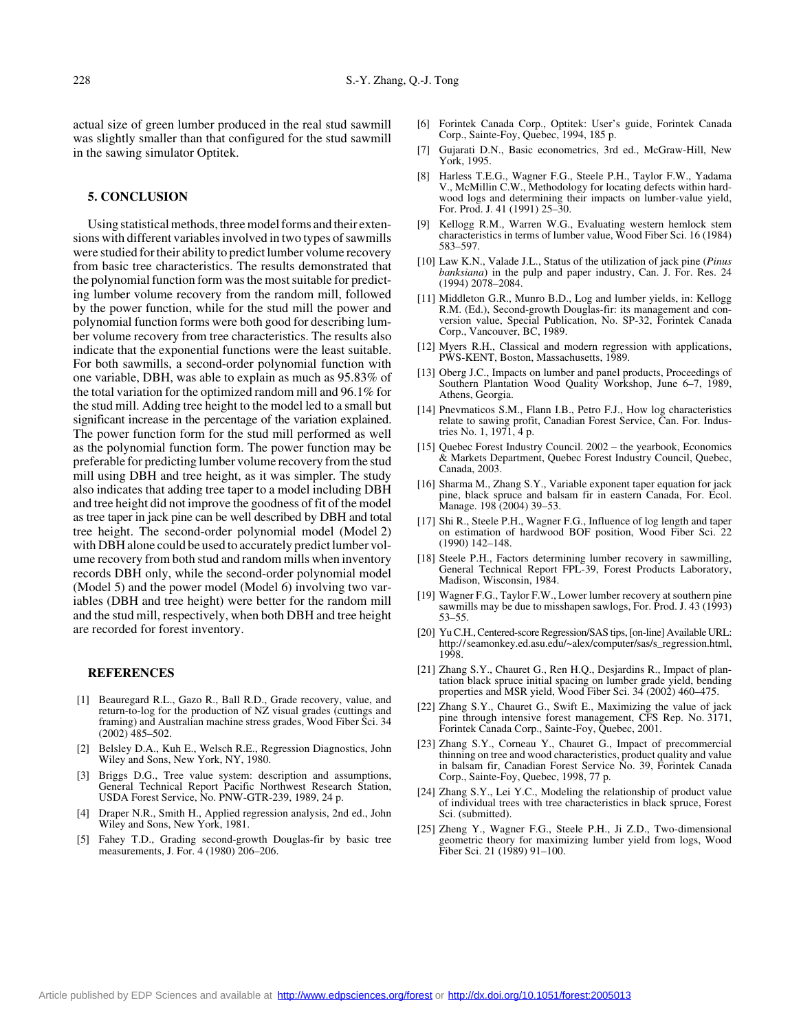actual size of green lumber produced in the real stud sawmill was slightly smaller than that configured for the stud sawmill in the sawing simulator Optitek.

## 5. CONCLUSION

Using statistical methods, three model forms and their extensions with different variables involved in two types of sawmills were studied for their ability to predict lumber volume recovery from basic tree characteristics. The results demonstrated that the polynomial function form was the most suitable for predicting lumber volume recovery from the random mill, followed by the power function, while for the stud mill the power and polynomial function forms were both good for describing lumber volume recovery from tree characteristics. The results also indicate that the exponential functions were the least suitable. For both sawmills, a second-order polynomial function with one variable, DBH, was able to explain as much as 95.83% of the total variation for the optimized random mill and 96.1% for the stud mill. Adding tree height to the model led to a small but significant increase in the percentage of the variation explained. The power function form for the stud mill performed as well as the polynomial function form. The power function may be preferable for predicting lumber volume recovery from the stud mill using DBH and tree height, as it was simpler. The study also indicates that adding tree taper to a model including DBH and tree height did not improve the goodness of fit of the model as tree taper in jack pine can be well described by DBH and total tree height. The second-order polynomial model (Model 2) with DBH alone could be used to accurately predict lumber volume recovery from both stud and random mills when inventory records DBH only, while the second-order polynomial model (Model 5) and the power model (Model 6) involving two variables (DBH and tree height) were better for the random mill and the stud mill, respectively, when both DBH and tree height are recorded for forest inventory.

## REFERENCES

[1] Beauregard R.L., Gazo R., Ball R.D., Grade recovery, value, and return-to-log for the production of NZ visual grades (cuttings and framing) and Australian machine stress grades, Wood Fiber Sci. 34 (2002) 485–502.

[2] Belsley D.A., Kuh E., Welsch R.E., Regression Diagnostics, John Wiley and Sons, New York, NY, 1980.

[3] Briggs D.G., Tree value system: description and assumptions, General Technical Report Pacific Northwest Research Station, USDA Forest Service, No. PNW-GTR-239, 1989, 24 p.

[4] Draper N.R., Smith H., Applied regression analysis, 2nd ed., John Wiley and Sons, New York, 1981.

[5] Fahey T.D., Grading second-growth Douglas-fir by basic tree measurements, J. For. 4 (1980) 206–206.

[6] Forintek Canada Corp., Optitek: User's guide, Forintek Canada Corp., Sainte-Foy, Quebec, 1994, 185 p.

[7] Gujarati D.N., Basic econometrics, 3rd ed., McGraw-Hill, New York, 1995.

[8] Harless T.E.G., Wagner F.G., Steele P.H., Taylor F.W., Yadama V., McMillin C.W., Methodology for locating defects within hardwood logs and determining their impacts on lumber-value yield, For. Prod. J. 41 (1991) 25–30.

[9] Kellogg R.M., Warren W.G., Evaluating western hemlock stem characteristics in terms of lumber value, Wood Fiber Sci. 16 (1984) 583–597.

[10] Law K.N., Valade J.L., Status of the utilization of jack pine (*Pinus banksiana*) in the pulp and paper industry, Can. J. For. Res. 24 (1994) 2078–2084.

[11] Middleton G.R., Munro B.D., Log and lumber yields, in: Kellogg R.M. (Ed.), Second-growth Douglas-fir: its management and conversion value, Special Publication, No. SP-32, Forintek Canada Corp., Vancouver, BC, 1989.

[12] Myers R.H., Classical and modern regression with applications, PWS-KENT, Boston, Massachusetts, 1989.

[13] Oberg J.C., Impacts on lumber and panel products, Proceedings of Southern Plantation Wood Quality Workshop, June 6–7, 1989, Athens, Georgia.

[14] Pnevmaticos S.M., Flann I.B., Petro F.J., How log characteristics relate to sawing profit, Canadian Forest Service, Can. For. Industries No. 1, 1971, 4 p.

[15] Quebec Forest Industry Council. 2002 – the yearbook, Economics & Markets Department, Quebec Forest Industry Council, Quebec, Canada, 2003.

[16] Sharma M., Zhang S.Y., Variable exponent taper equation for jack pine, black spruce and balsam fir in eastern Canada, For. Ecol. Manage. 198 (2004) 39–53.

[17] Shi R., Steele P.H., Wagner F.G., Influence of log length and taper on estimation of hardwood BOF position, Wood Fiber Sci. 22 (1990) 142–148.

[18] Steele P.H., Factors determining lumber recovery in sawmilling, General Technical Report FPL-39, Forest Products Laboratory, Madison, Wisconsin, 1984.

[19] Wagner F.G., Taylor F.W., Lower lumber recovery at southern pine sawmills may be due to misshapen sawlogs, For. Prod. J. 43 (1993) 53–55.

[20] Yu C.H., Centered-score Regression/SAS tips, [on-line] Available URL: http://seamonkey.ed.asu.edu/~alex/computer/sas/s_regression.html, 1998.

[21] Zhang S.Y., Chauret G., Ren H.Q., Desjardins R., Impact of plantation black spruce initial spacing on lumber grade yield, bending properties and MSR yield, Wood Fiber Sci. 34 (2002) 460–475.

[22] Zhang S.Y., Chauret G., Swift E., Maximizing the value of jack pine through intensive forest management, CFS Rep. No. 3171, Forintek Canada Corp., Sainte-Foy, Quebec, 2001.

[23] Zhang S.Y., Corneau Y., Chauret G., Impact of precommercial thinning on tree and wood characteristics, product quality and value in balsam fir, Canadian Forest Service No. 39, Forintek Canada Corp., Sainte-Foy, Quebec, 1998, 77 p.

[24] Zhang S.Y., Lei Y.C., Modeling the relationship of product value of individual trees with tree characteristics in black spruce, Forest Sci. (submitted).

[25] Zheng Y., Wagner F.G., Steele P.H., Ji Z.D., Two-dimensional geometric theory for maximizing lumber yield from logs, Wood Fiber Sci. 21 (1989) 91–100.

Article published by EDP Sciences and available at http://www.edpsciences.org/forest or http://dx.doi.org/10.1051/forest:2005013